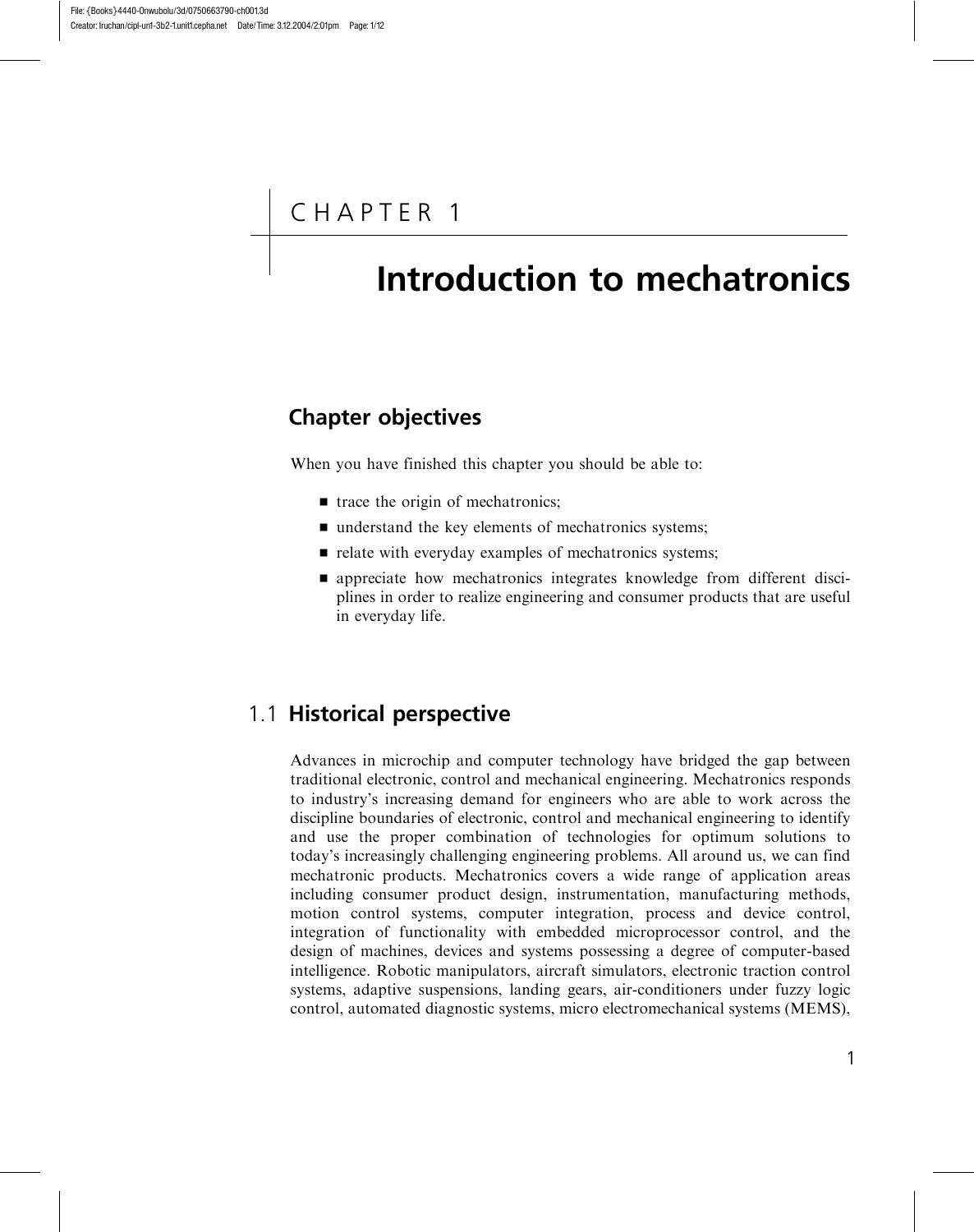# CHAPTER 1

# Introduction to mechatronics

## Chapter objectives

When you have finished this chapter you should be able to:

- trace the origin of mechatronics;
- understand the key elements of mechatronics systems;
- relate with everyday examples of mechatronics systems;
- appreciate how mechatronics integrates knowledge from different disciplines in order to realize engineering and consumer products that are useful in everyday life.

## 1.1 Historical perspective

Advances in microchip and computer technology have bridged the gap between traditional electronic, control and mechanical engineering. Mechatronics responds to industry's increasing demand for engineers who are able to work across the discipline boundaries of electronic, control and mechanical engineering to identify and use the proper combination of technologies for optimum solutions to today's increasingly challenging engineering problems. All around us, we can find mechatronic products. Mechatronics covers a wide range of application areas including consumer product design, instrumentation, manufacturing methods, motion control systems, computer integration, process and device control, integration of functionality with embedded microprocessor control, and the design of machines, devices and systems possessing a degree of computer-based intelligence. Robotic manipulators, aircraft simulators, electronic traction control systems, adaptive suspensions, landing gears, air-conditioners under fuzzy logic control, automated diagnostic systems, micro electromechanical systems (MEMS),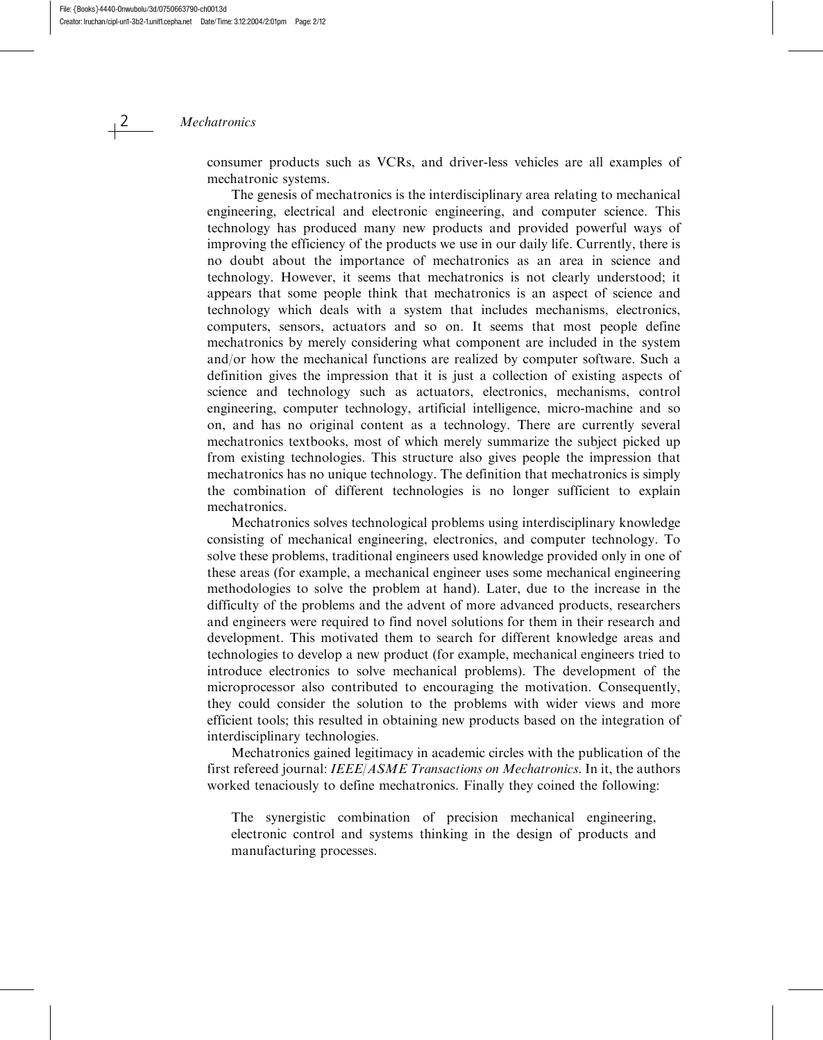consumer products such as VCRs, and driver-less vehicles are all examples of mechatronic systems.

The genesis of mechatronics is the interdisciplinary area relating to mechanical engineering, electrical and electronic engineering, and computer science. This technology has produced many new products and provided powerful ways of improving the efficiency of the products we use in our daily life. Currently, there is no doubt about the importance of mechatronics as an area in science and technology. However, it seems that mechatronics is not clearly understood; it appears that some people think that mechatronics is an aspect of science and technology which deals with a system that includes mechanisms, electronics, computers, sensors, actuators and so on. It seems that most people define mechatronics by merely considering what component are included in the system and/or how the mechanical functions are realized by computer software. Such a definition gives the impression that it is just a collection of existing aspects of science and technology such as actuators, electronics, mechanisms, control engineering, computer technology, artificial intelligence, micro-machine and so on, and has no original content as a technology. There are currently several mechatronics textbooks, most of which merely summarize the subject picked up from existing technologies. This structure also gives people the impression that mechatronics has no unique technology. The definition that mechatronics is simply the combination of different technologies is no longer sufficient to explain mechatronics.

Mechatronics solves technological problems using interdisciplinary knowledge consisting of mechanical engineering, electronics, and computer technology. To solve these problems, traditional engineers used knowledge provided only in one of these areas (for example, a mechanical engineer uses some mechanical engineering methodologies to solve the problem at hand). Later, due to the increase in the difficulty of the problems and the advent of more advanced products, researchers and engineers were required to find novel solutions for them in their research and development. This motivated them to search for different knowledge areas and technologies to develop a new product (for example, mechanical engineers tried to introduce electronics to solve mechanical problems). The development of the microprocessor also contributed to encouraging the motivation. Consequently, they could consider the solution to the problems with wider views and more efficient tools; this resulted in obtaining new products based on the integration of interdisciplinary technologies.

Mechatronics gained legitimacy in academic circles with the publication of the first refereed journal: *IEEE/ASME Transactions on Mechatronics*. In it, the authors worked tenaciously to define mechatronics. Finally they coined the following:

> The synergistic combination of precision mechanical engineering, electronic control and systems thinking in the design of products and manufacturing processes.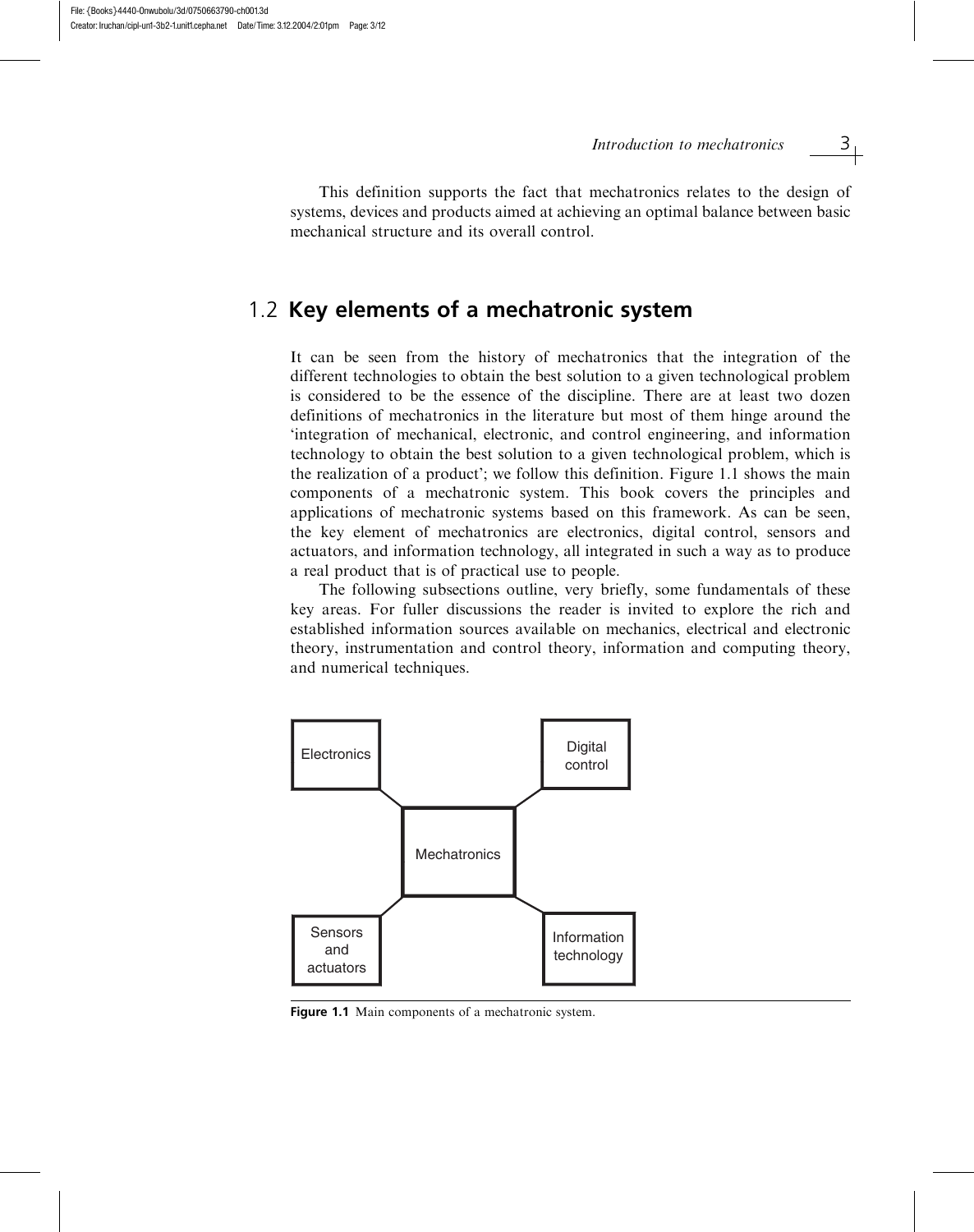This definition supports the fact that mechatronics relates to the design of systems, devices and products aimed at achieving an optimal balance between basic mechanical structure and its overall control.

## 1.2 Key elements of a mechatronic system

It can be seen from the history of mechatronics that the integration of the different technologies to obtain the best solution to a given technological problem is considered to be the essence of the discipline. There are at least two dozen definitions of mechatronics in the literature but most of them hinge around the 'integration of mechanical, electronic, and control engineering, and information technology to obtain the best solution to a given technological problem, which is the realization of a product'; we follow this definition. Figure 1.1 shows the main components of a mechatronic system. This book covers the principles and applications of mechatronic systems based on this framework. As can be seen, the key element of mechatronics are electronics, digital control, sensors and actuators, and information technology, all integrated in such a way as to produce a real product that is of practical use to people.

The following subsections outline, very briefly, some fundamentals of these key areas. For fuller discussions the reader is invited to explore the rich and established information sources available on mechanics, electrical and electronic theory, instrumentation and control theory, information and computing theory, and numerical techniques.

Electronics

Digital control

Mechatronics

Sensors and actuators

Information technology

**Figure 1.1** Main components of a mechatronic system.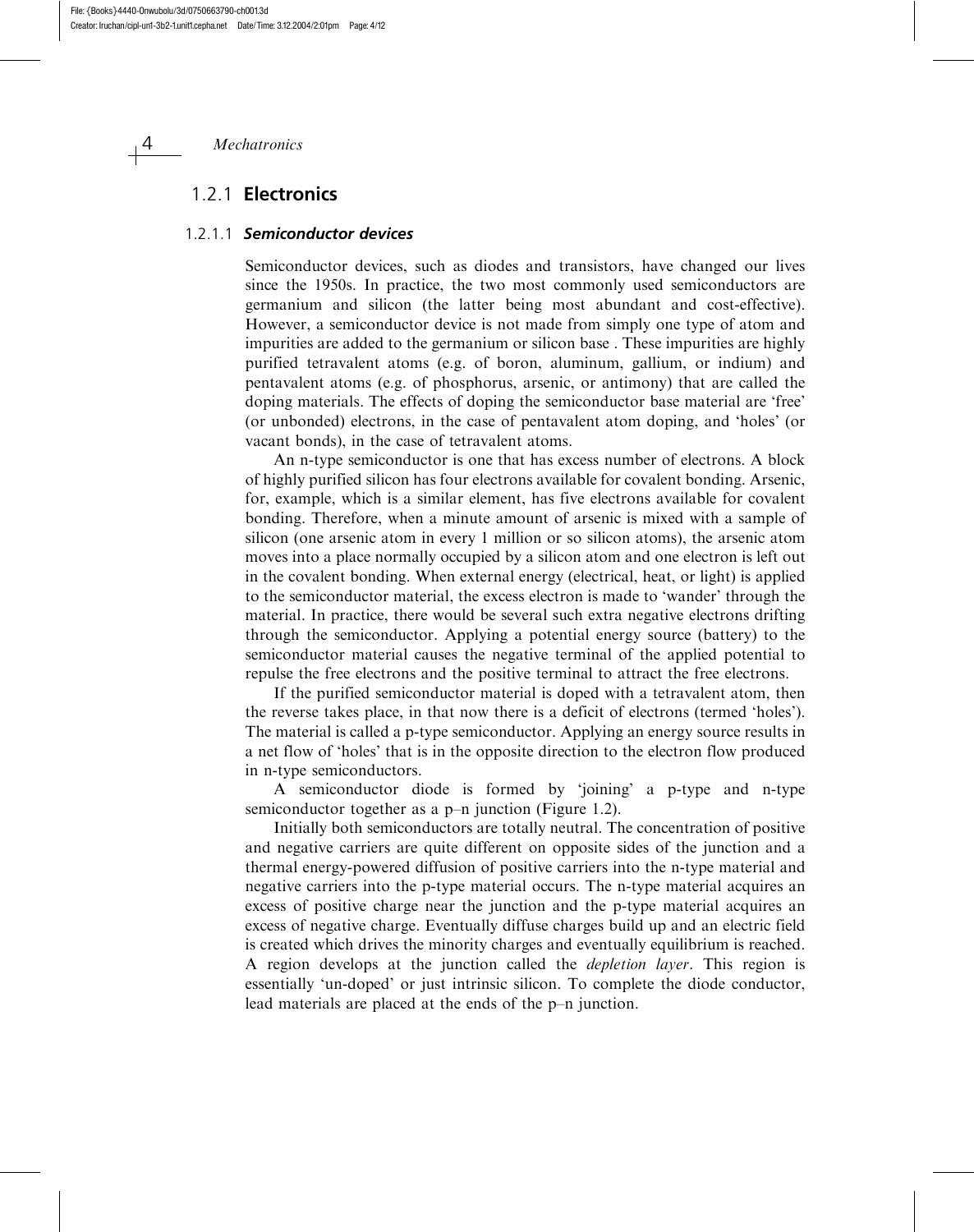## 1.2.1 **Electronics**

### 1.2.1.1 ***Semiconductor devices***

Semiconductor devices, such as diodes and transistors, have changed our lives since the 1950s. In practice, the two most commonly used semiconductors are germanium and silicon (the latter being most abundant and cost-effective). However, a semiconductor device is not made from simply one type of atom and impurities are added to the germanium or silicon base . These impurities are highly purified tetravalent atoms (e.g. of boron, aluminum, gallium, or indium) and pentavalent atoms (e.g. of phosphorus, arsenic, or antimony) that are called the doping materials. The effects of doping the semiconductor base material are 'free' (or unbonded) electrons, in the case of pentavalent atom doping, and 'holes' (or vacant bonds), in the case of tetravalent atoms.

An n-type semiconductor is one that has excess number of electrons. A block of highly purified silicon has four electrons available for covalent bonding. Arsenic, for, example, which is a similar element, has five electrons available for covalent bonding. Therefore, when a minute amount of arsenic is mixed with a sample of silicon (one arsenic atom in every 1 million or so silicon atoms), the arsenic atom moves into a place normally occupied by a silicon atom and one electron is left out in the covalent bonding. When external energy (electrical, heat, or light) is applied to the semiconductor material, the excess electron is made to 'wander' through the material. In practice, there would be several such extra negative electrons drifting through the semiconductor. Applying a potential energy source (battery) to the semiconductor material causes the negative terminal of the applied potential to repulse the free electrons and the positive terminal to attract the free electrons.

If the purified semiconductor material is doped with a tetravalent atom, then the reverse takes place, in that now there is a deficit of electrons (termed 'holes'). The material is called a p-type semiconductor. Applying an energy source results in a net flow of 'holes' that is in the opposite direction to the electron flow produced in n-type semiconductors.

A semiconductor diode is formed by 'joining' a p-type and n-type semiconductor together as a p–n junction (Figure 1.2).

Initially both semiconductors are totally neutral. The concentration of positive and negative carriers are quite different on opposite sides of the junction and a thermal energy-powered diffusion of positive carriers into the n-type material and negative carriers into the p-type material occurs. The n-type material acquires an excess of positive charge near the junction and the p-type material acquires an excess of negative charge. Eventually diffuse charges build up and an electric field is created which drives the minority charges and eventually equilibrium is reached. A region develops at the junction called the *depletion layer*. This region is essentially 'un-doped' or just intrinsic silicon. To complete the diode conductor, lead materials are placed at the ends of the p–n junction.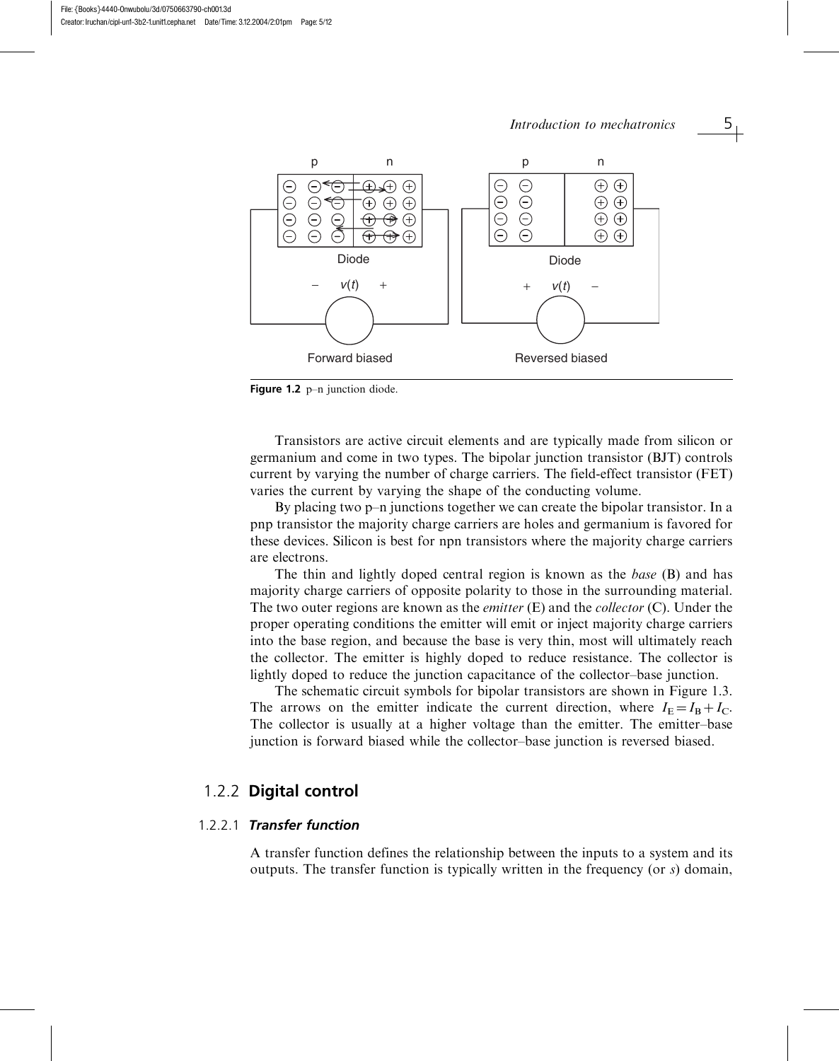Figure 1.2 p–n junction diode.

Transistors are active circuit elements and are typically made from silicon or germanium and come in two types. The bipolar junction transistor (BJT) controls current by varying the number of charge carriers. The field-effect transistor (FET) varies the current by varying the shape of the conducting volume.

By placing two p–n junctions together we can create the bipolar transistor. In a pnp transistor the majority charge carriers are holes and germanium is favored for these devices. Silicon is best for npn transistors where the majority charge carriers are electrons.

The thin and lightly doped central region is known as the *base* (B) and has majority charge carriers of opposite polarity to those in the surrounding material. The two outer regions are known as the *emitter* (E) and the *collector* (C). Under the proper operating conditions the emitter will emit or inject majority charge carriers into the base region, and because the base is very thin, most will ultimately reach the collector. The emitter is highly doped to reduce resistance. The collector is lightly doped to reduce the junction capacitance of the collector–base junction.

The schematic circuit symbols for bipolar transistors are shown in Figure 1.3. The arrows on the emitter indicate the current direction, where $I_E = I_B + I_C$. The collector is usually at a higher voltage than the emitter. The emitter–base junction is forward biased while the collector–base junction is reversed biased.

### 1.2.2 Digital control

#### 1.2.2.1 *Transfer function*

A transfer function defines the relationship between the inputs to a system and its outputs. The transfer function is typically written in the frequency (or $s$) domain,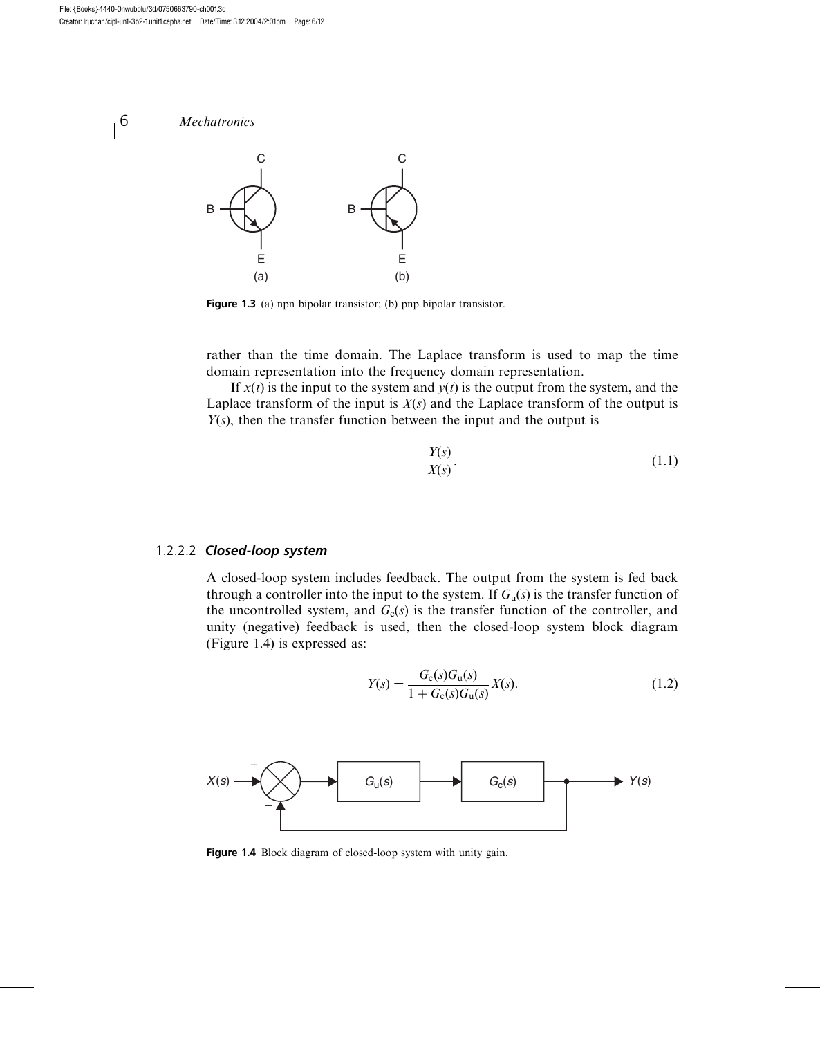Figure 1.3 (a) npn bipolar transistor; (b) pnp bipolar transistor.

rather than the time domain. The Laplace transform is used to map the time domain representation into the frequency domain representation.

If $x(t)$ is the input to the system and $y(t)$ is the output from the system, and the Laplace transform of the input is $X(s)$ and the Laplace transform of the output is $Y(s)$, then the transfer function between the input and the output is

$$\frac{Y(s)}{X(s)}. \tag{1.1}$$

### 1.2.2.2 *Closed-loop system*

A closed-loop system includes feedback. The output from the system is fed back through a controller into the input to the system. If $G_u(s)$ is the transfer function of the uncontrolled system, and $G_c(s)$ is the transfer function of the controller, and unity (negative) feedback is used, then the closed-loop system block diagram (Figure 1.4) is expressed as:

$$Y(s) = \frac{G_c(s)G_u(s)}{1 + G_c(s)G_u(s)} X(s). \tag{1.2}$$

Figure 1.4 Block diagram of closed-loop system with unity gain.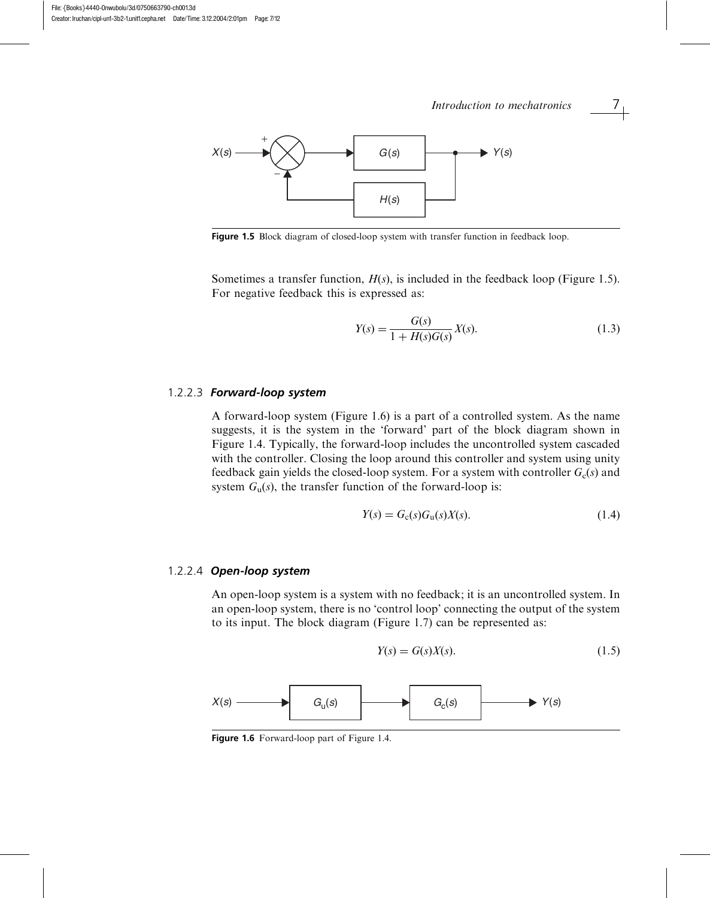Figure 1.5 Block diagram of closed-loop system with transfer function in feedback loop.

Sometimes a transfer function, $H(s)$, is included in the feedback loop (Figure 1.5). For negative feedback this is expressed as:

$$Y(s) = \frac{G(s)}{1 + H(s)G(s)} X(s). \tag{1.3}$$

### 1.2.2.3 *Forward-loop system*

A forward-loop system (Figure 1.6) is a part of a controlled system. As the name suggests, it is the system in the 'forward' part of the block diagram shown in Figure 1.4. Typically, the forward-loop includes the uncontrolled system cascaded with the controller. Closing the loop around this controller and system using unity feedback gain yields the closed-loop system. For a system with controller $G_c(s)$ and system $G_u(s)$, the transfer function of the forward-loop is:

$$Y(s) = G_c(s)G_u(s)X(s). \tag{1.4}$$

### 1.2.2.4 *Open-loop system*

An open-loop system is a system with no feedback; it is an uncontrolled system. In an open-loop system, there is no 'control loop' connecting the output of the system to its input. The block diagram (Figure 1.7) can be represented as:

$$Y(s) = G(s)X(s). \tag{1.5}$$

Figure 1.6 Forward-loop part of Figure 1.4.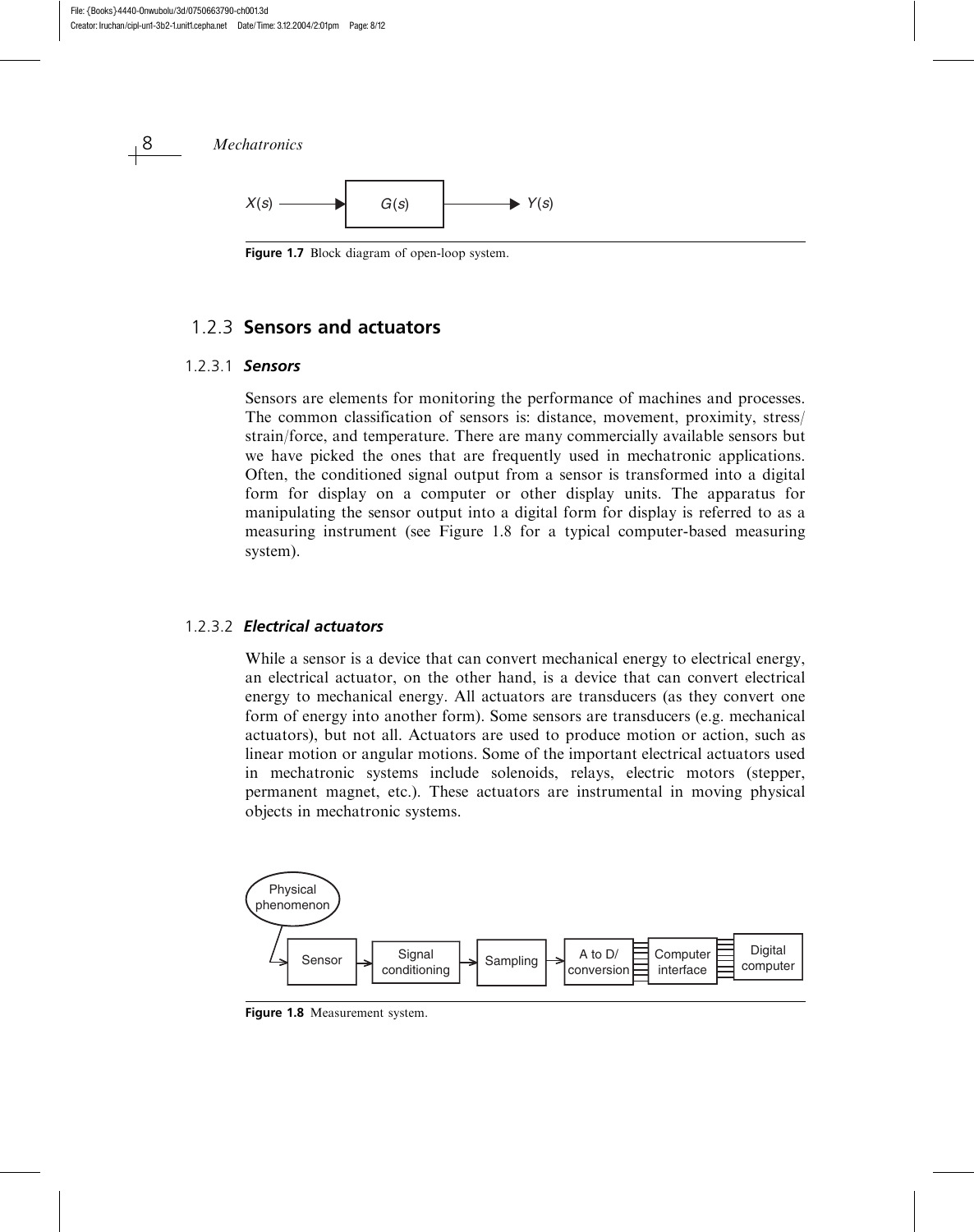Figure 1.7 Block diagram of open-loop system.

### 1.2.3 Sensors and actuators

#### 1.2.3.1 *Sensors*

Sensors are elements for monitoring the performance of machines and processes. The common classification of sensors is: distance, movement, proximity, stress/strain/force, and temperature. There are many commercially available sensors but we have picked the ones that are frequently used in mechatronic applications. Often, the conditioned signal output from a sensor is transformed into a digital form for display on a computer or other display units. The apparatus for manipulating the sensor output into a digital form for display is referred to as a measuring instrument (see Figure 1.8 for a typical computer-based measuring system).

#### 1.2.3.2 *Electrical actuators*

While a sensor is a device that can convert mechanical energy to electrical energy, an electrical actuator, on the other hand, is a device that can convert electrical energy to mechanical energy. All actuators are transducers (as they convert one form of energy into another form). Some sensors are transducers (e.g. mechanical actuators), but not all. Actuators are used to produce motion or action, such as linear motion or angular motions. Some of the important electrical actuators used in mechatronic systems include solenoids, relays, electric motors (stepper, permanent magnet, etc.). These actuators are instrumental in moving physical objects in mechatronic systems.

Figure 1.8 Measurement system.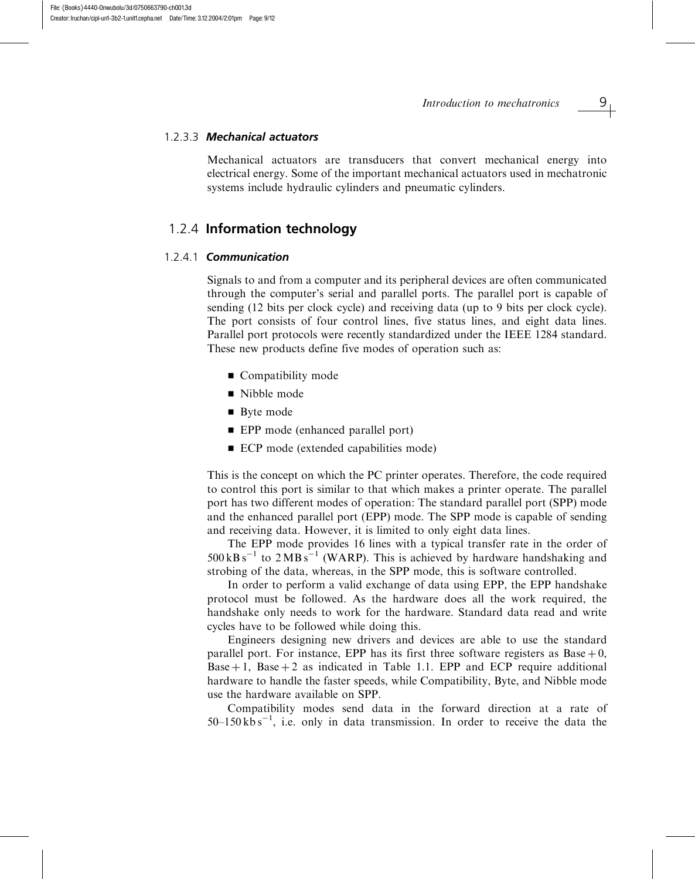#### 1.2.3.3 *Mechanical actuators*

Mechanical actuators are transducers that convert mechanical energy into electrical energy. Some of the important mechanical actuators used in mechatronic systems include hydraulic cylinders and pneumatic cylinders.

### 1.2.4 Information technology

#### 1.2.4.1 *Communication*

Signals to and from a computer and its peripheral devices are often communicated through the computer's serial and parallel ports. The parallel port is capable of sending (12 bits per clock cycle) and receiving data (up to 9 bits per clock cycle). The port consists of four control lines, five status lines, and eight data lines. Parallel port protocols were recently standardized under the IEEE 1284 standard. These new products define five modes of operation such as:

- Compatibility mode
- Nibble mode
- Byte mode
- EPP mode (enhanced parallel port)
- ECP mode (extended capabilities mode)

This is the concept on which the PC printer operates. Therefore, the code required to control this port is similar to that which makes a printer operate. The parallel port has two different modes of operation: The standard parallel port (SPP) mode and the enhanced parallel port (EPP) mode. The SPP mode is capable of sending and receiving data. However, it is limited to only eight data lines.

The EPP mode provides 16 lines with a typical transfer rate in the order of $500\,\mathrm{kB\,s^{-1}}$ to $2\,\mathrm{MB\,s^{-1}}$ (WARP). This is achieved by hardware handshaking and strobing of the data, whereas, in the SPP mode, this is software controlled.

In order to perform a valid exchange of data using EPP, the EPP handshake protocol must be followed. As the hardware does all the work required, the handshake only needs to work for the hardware. Standard data read and write cycles have to be followed while doing this.

Engineers designing new drivers and devices are able to use the standard parallel port. For instance, EPP has its first three software registers as Base + 0, Base + 1, Base + 2 as indicated in Table 1.1. EPP and ECP require additional hardware to handle the faster speeds, while Compatibility, Byte, and Nibble mode use the hardware available on SPP.

Compatibility modes send data in the forward direction at a rate of $50$–$150\,\mathrm{kb\,s^{-1}}$, i.e. only in data transmission. In order to receive the data the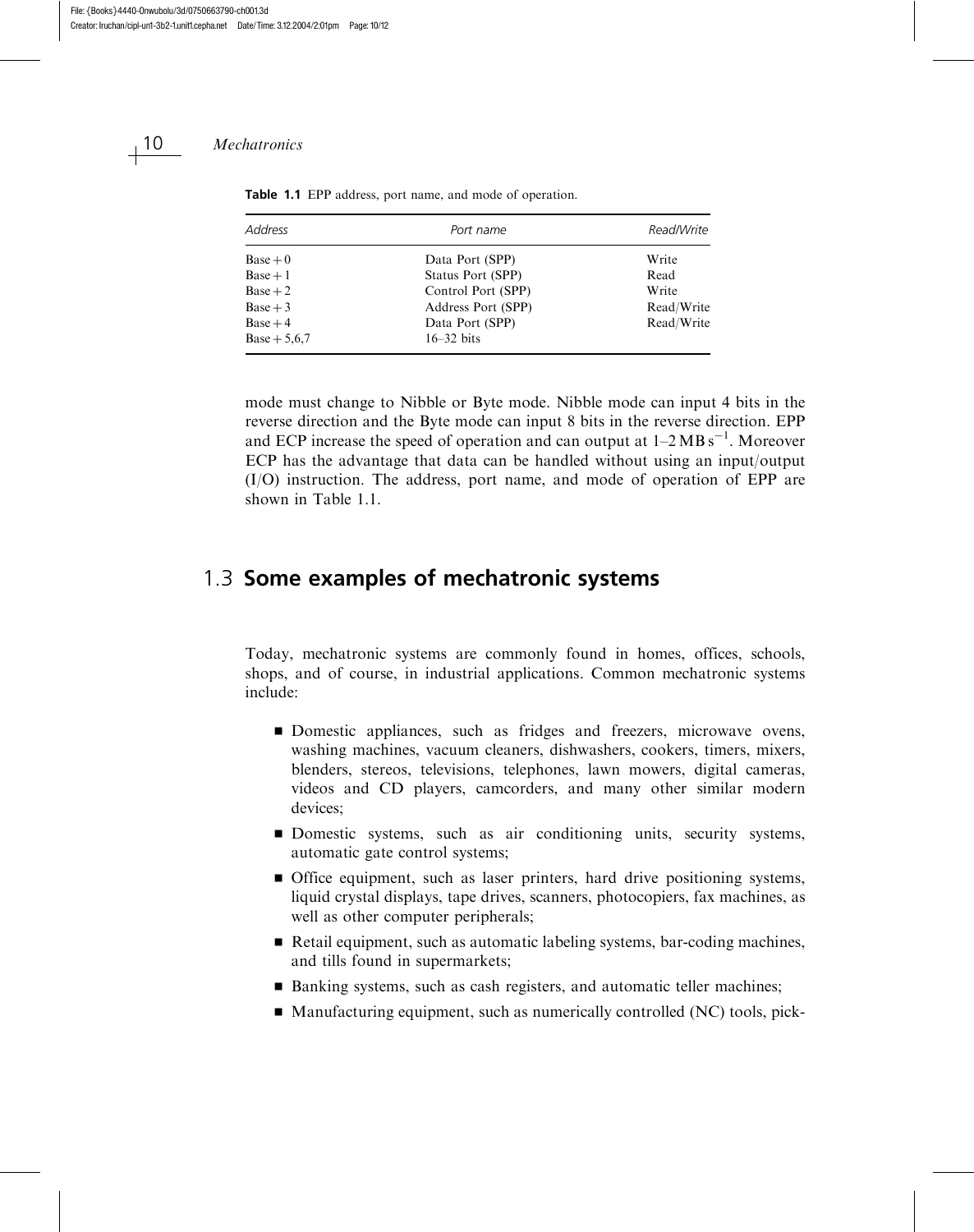**Table 1.1** EPP address, port name, and mode of operation.

| *Address* | *Port name* | *Read/Write* |
|---|---|---|
| Base + 0 | Data Port (SPP) | Write |
| Base + 1 | Status Port (SPP) | Read |
| Base + 2 | Control Port (SPP) | Write |
| Base + 3 | Address Port (SPP) | Read/Write |
| Base + 4 | Data Port (SPP) | Read/Write |
| Base + 5,6,7 | 16–32 bits | |

mode must change to Nibble or Byte mode. Nibble mode can input 4 bits in the reverse direction and the Byte mode can input 8 bits in the reverse direction. EPP and ECP increase the speed of operation and can output at 1–2 $\text{MB s}^{-1}$. Moreover ECP has the advantage that data can be handled without using an input/output (I/O) instruction. The address, port name, and mode of operation of EPP are shown in Table 1.1.

## 1.3 Some examples of mechatronic systems

Today, mechatronic systems are commonly found in homes, offices, schools, shops, and of course, in industrial applications. Common mechatronic systems include:

- Domestic appliances, such as fridges and freezers, microwave ovens, washing machines, vacuum cleaners, dishwashers, cookers, timers, mixers, blenders, stereos, televisions, telephones, lawn mowers, digital cameras, videos and CD players, camcorders, and many other similar modern devices;
- Domestic systems, such as air conditioning units, security systems, automatic gate control systems;
- Office equipment, such as laser printers, hard drive positioning systems, liquid crystal displays, tape drives, scanners, photocopiers, fax machines, as well as other computer peripherals;
- Retail equipment, such as automatic labeling systems, bar-coding machines, and tills found in supermarkets;
- Banking systems, such as cash registers, and automatic teller machines;
- Manufacturing equipment, such as numerically controlled (NC) tools, pick-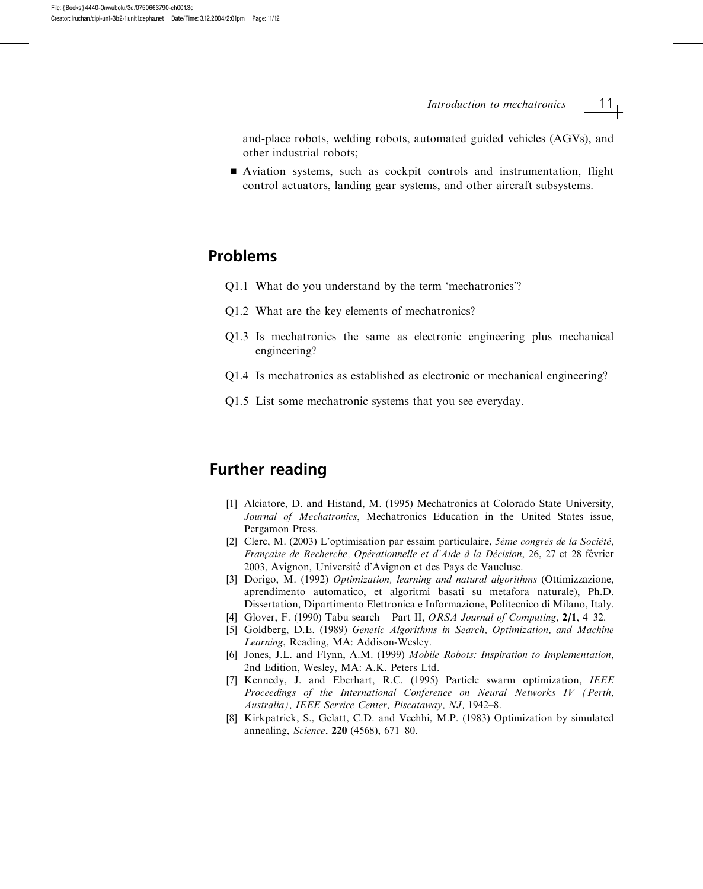and-place robots, welding robots, automated guided vehicles (AGVs), and other industrial robots;

- Aviation systems, such as cockpit controls and instrumentation, flight control actuators, landing gear systems, and other aircraft subsystems.

## Problems

Q1.1 What do you understand by the term 'mechatronics'?

Q1.2 What are the key elements of mechatronics?

Q1.3 Is mechatronics the same as electronic engineering plus mechanical engineering?

Q1.4 Is mechatronics as established as electronic or mechanical engineering?

Q1.5 List some mechatronic systems that you see everyday.

## Further reading

[1] Alciatore, D. and Histand, M. (1995) Mechatronics at Colorado State University, *Journal of Mechatronics*, Mechatronics Education in the United States issue, Pergamon Press.

[2] Clerc, M. (2003) L'optimisation par essaim particulaire, *5ème congrès de la Société, Française de Recherche, Opérationnelle et d'Aide à la Décision*, 26, 27 et 28 février 2003, Avignon, Université d'Avignon et des Pays de Vaucluse.

[3] Dorigo, M. (1992) *Optimization, learning and natural algorithms* (Ottimizzazione, aprendimento automatico, et algoritmi basati su metafora naturale), Ph.D. Dissertation, Dipartimento Elettronica e Informazione, Politecnico di Milano, Italy.

[4] Glover, F. (1990) Tabu search – Part II, *ORSA Journal of Computing*, **2/1**, 4–32.

[5] Goldberg, D.E. (1989) *Genetic Algorithms in Search, Optimization, and Machine Learning*, Reading, MA: Addison-Wesley.

[6] Jones, J.L. and Flynn, A.M. (1999) *Mobile Robots: Inspiration to Implementation*, 2nd Edition, Wesley, MA: A.K. Peters Ltd.

[7] Kennedy, J. and Eberhart, R.C. (1995) Particle swarm optimization, *IEEE Proceedings of the International Conference on Neural Networks IV (Perth, Australia), IEEE Service Center, Piscataway, NJ,* 1942–8.

[8] Kirkpatrick, S., Gelatt, C.D. and Vechhi, M.P. (1983) Optimization by simulated annealing, *Science*, **220** (4568), 671–80.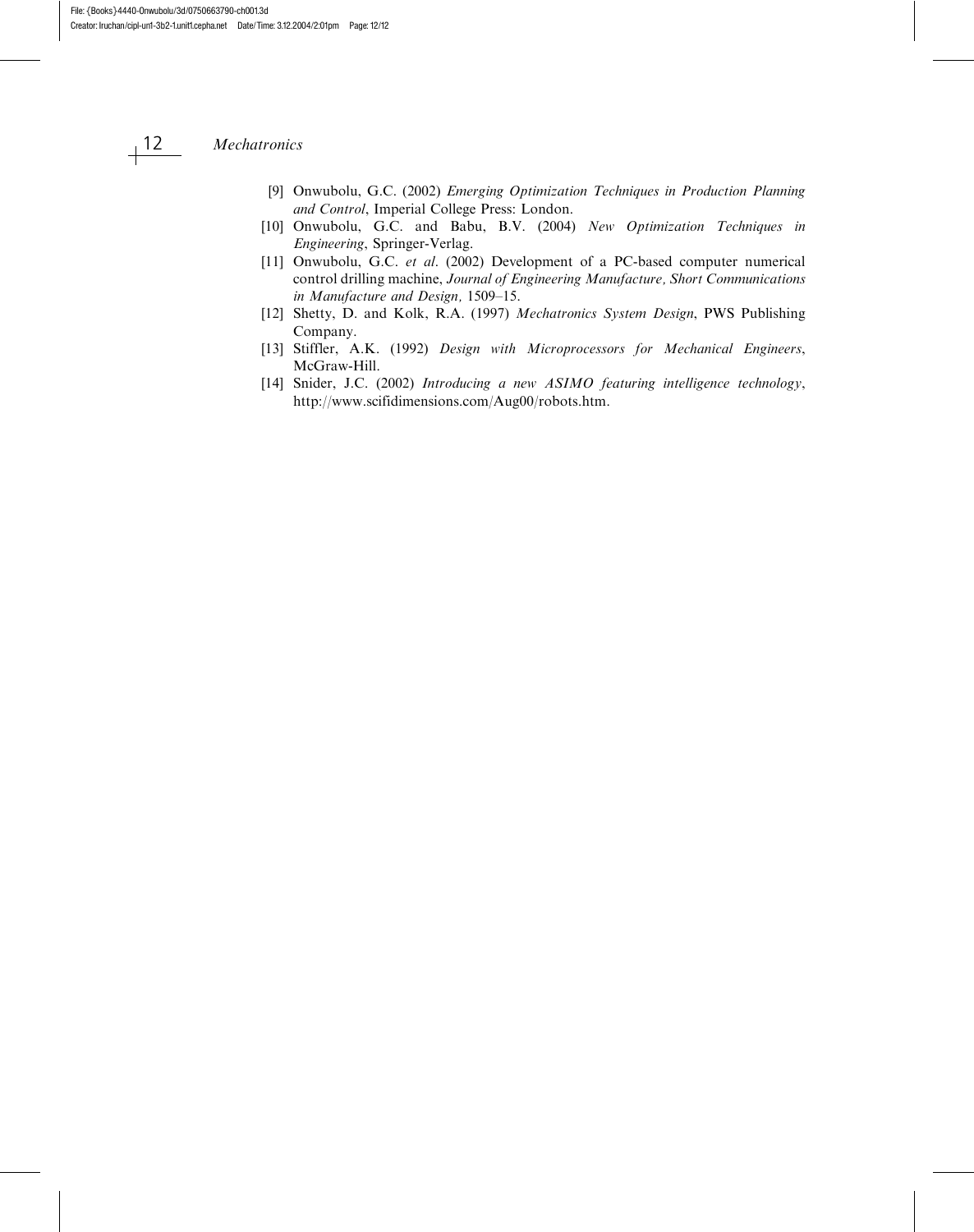[9] Onwubolu, G.C. (2002) *Emerging Optimization Techniques in Production Planning and Control*, Imperial College Press: London.

[10] Onwubolu, G.C. and Babu, B.V. (2004) *New Optimization Techniques in Engineering*, Springer-Verlag.

[11] Onwubolu, G.C. *et al*. (2002) Development of a PC-based computer numerical control drilling machine, *Journal of Engineering Manufacture, Short Communications in Manufacture and Design,* 1509–15.

[12] Shetty, D. and Kolk, R.A. (1997) *Mechatronics System Design*, PWS Publishing Company.

[13] Stiffler, A.K. (1992) *Design with Microprocessors for Mechanical Engineers*, McGraw-Hill.

[14] Snider, J.C. (2002) *Introducing a new ASIMO featuring intelligence technology*, http://www.scifidimensions.com/Aug00/robots.htm.